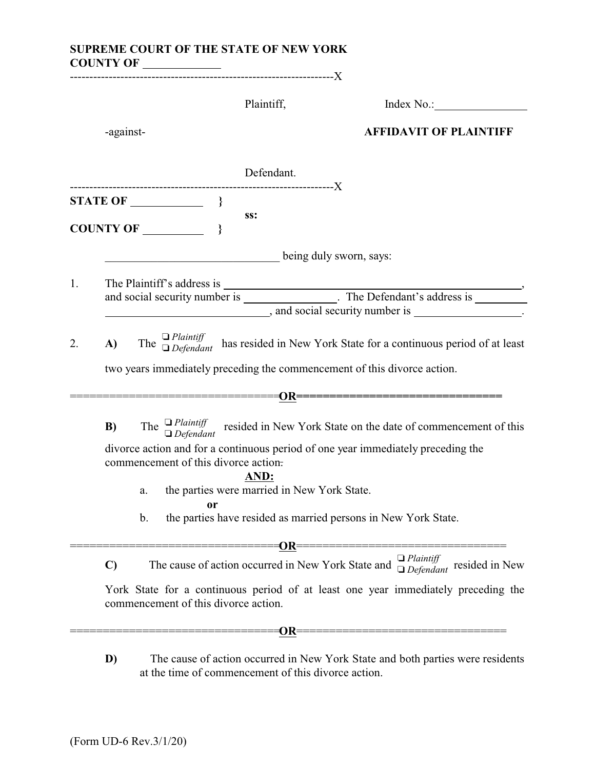**SUPREME COURT OF THE STATE OF NEW YORK**
**COUNTY OF ____________**

----------------------------------------------------------------------X

Plaintiff, Index No.:________________

-against- **AFFIDAVIT OF PLAINTIFF**

Defendant.

----------------------------------------------------------------------X

**STATE OF ____________ }**
**ss:**
**COUNTY OF __________ }**

______________________________ being duly sworn, says:

1. The Plaintiff's address is ________________________________________________________, and social security number is ________________. The Defendant's address is __________ ____________________________, and social security number is __________________.

2. **A)** The ❑ *Plaintiff* ❑ *Defendant* has resided in New York State for a continuous period of at least two years immediately preceding the commencement of this divorce action.

===============================**OR**===============================

**B)** The ❑ *Plaintiff* ❑ *Defendant* resided in New York State on the date of commencement of this divorce action and for a continuous period of one year immediately preceding the commencement of this divorce action.

**AND:**

a. the parties were married in New York State.

**or**

b. the parties have resided as married persons in New York State.

===============================**OR**===============================

**C)** The cause of action occurred in New York State and ❑ *Plaintiff* ❑ *Defendant* resided in New York State for a continuous period of at least one year immediately preceding the commencement of this divorce action.

===============================**OR**===============================

**D)** The cause of action occurred in New York State and both parties were residents at the time of commencement of this divorce action.

(Form UD-6 Rev.3/1/20)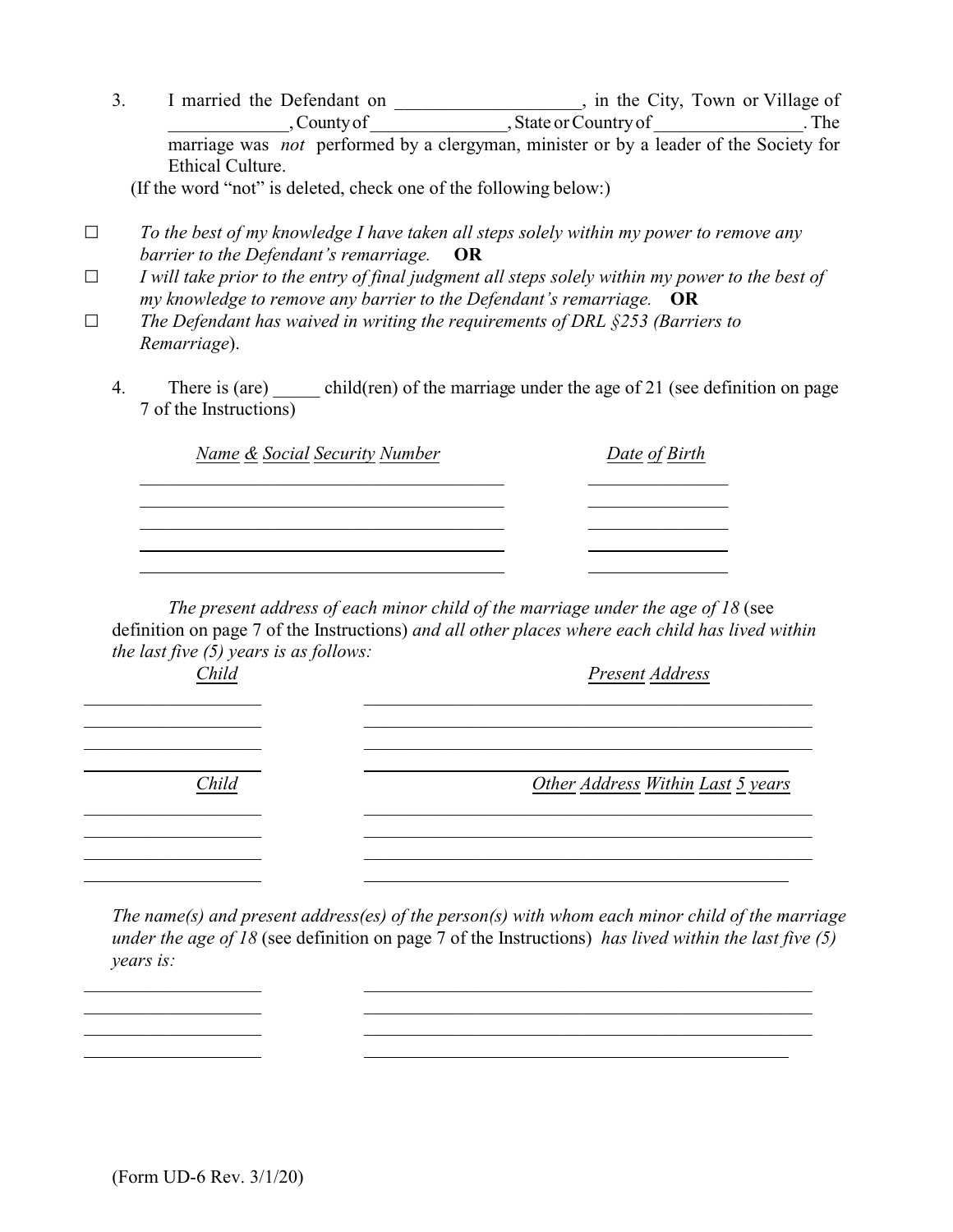3. I married the Defendant on ____________________, in the City, Town or Village of _____________, County of _______________, State or Country of ________________. The marriage was *not* performed by a clergyman, minister or by a leader of the Society for Ethical Culture.

(If the word "not" is deleted, check one of the following below:)

☐ *To the best of my knowledge I have taken all steps solely within my power to remove any barrier to the Defendant's remarriage.* **OR**

☐ *I will take prior to the entry of final judgment all steps solely within my power to the best of my knowledge to remove any barrier to the Defendant's remarriage.* **OR**

☐ *The Defendant has waived in writing the requirements of DRL §253 (Barriers to Remarriage).*

4. There is (are) _____ child(ren) of the marriage under the age of 21 (see definition on page 7 of the Instructions)

| Name & Social Security Number | Date of Birth |
|---|---|
| | |
| | |
| | |
| | |
| | |

*The present address of each minor child of the marriage under the age of 18* (see definition on page 7 of the Instructions) *and all other places where each child has lived within the last five (5) years is as follows:*

| Child | Present Address |
|---|---|
| | |
| | |
| | |
| | |

| Child | Other Address Within Last 5 years |
|---|---|
| | |
| | |
| | |
| | |

*The name(s) and present address(es) of the person(s) with whom each minor child of the marriage under the age of 18* (see definition on page 7 of the Instructions) *has lived within the last five (5) years is:*

| | |
|---|---|
| | |
| | |
| | |
| | |

(Form UD-6 Rev. 3/1/20)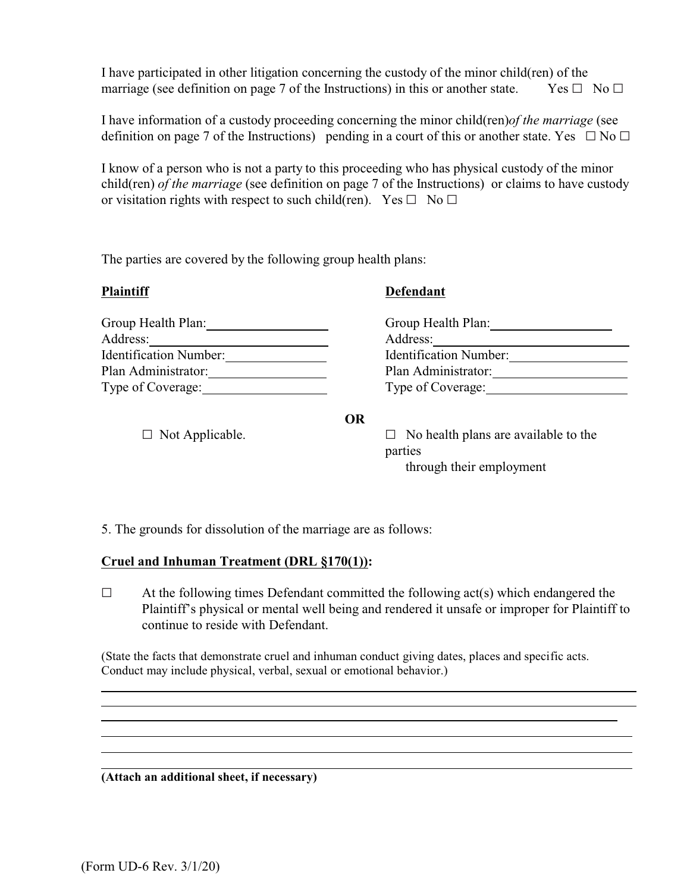I have participated in other litigation concerning the custody of the minor child(ren) of the marriage (see definition on page 7 of the Instructions) in this or another state. Yes ☐ No ☐

I have information of a custody proceeding concerning the minor child(ren)*of the marriage* (see definition on page 7 of the Instructions) pending in a court of this or another state. Yes ☐ No ☐

I know of a person who is not a party to this proceeding who has physical custody of the minor child(ren) *of the marriage* (see definition on page 7 of the Instructions) or claims to have custody or visitation rights with respect to such child(ren). Yes ☐ No ☐

The parties are covered by the following group health plans:

**Plaintiff**

Group Health Plan: ____________________
Address: ____________________
Identification Number: ____________________
Plan Administrator: ____________________
Type of Coverage: ____________________

**Defendant**

Group Health Plan: ____________________
Address: ____________________
Identification Number: ____________________
Plan Administrator: ____________________
Type of Coverage: ____________________

**OR**

☐ Not Applicable.

☐ No health plans are available to the parties through their employment

5. The grounds for dissolution of the marriage are as follows:

**Cruel and Inhuman Treatment (DRL §170(1)):**

☐ At the following times Defendant committed the following act(s) which endangered the Plaintiff's physical or mental well being and rendered it unsafe or improper for Plaintiff to continue to reside with Defendant.

(State the facts that demonstrate cruel and inhuman conduct giving dates, places and specific acts. Conduct may include physical, verbal, sexual or emotional behavior.)

______________________________________________________________________
______________________________________________________________________
______________________________________________________________________
______________________________________________________________________
______________________________________________________________________
______________________________________________________________________

**(Attach an additional sheet, if necessary)**

(Form UD-6 Rev. 3/1/20)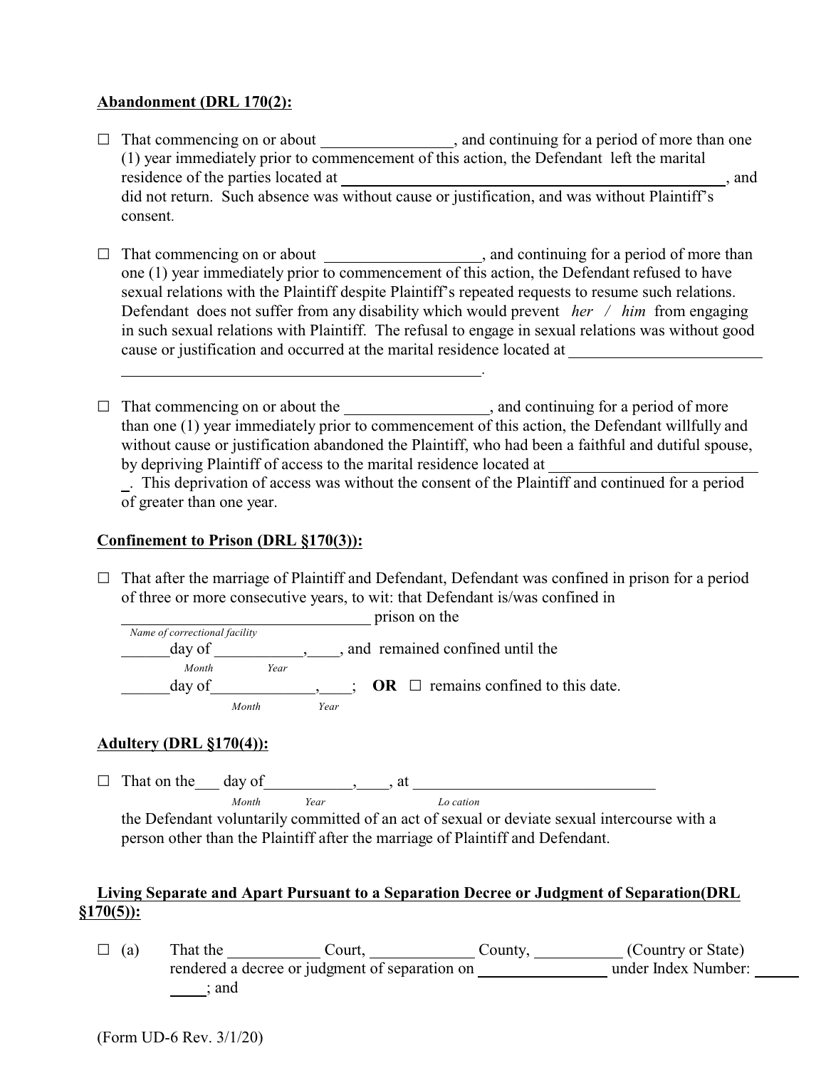**Abandonment (DRL 170(2):**

☐ That commencing on or about ________________, and continuing for a period of more than one (1) year immediately prior to commencement of this action, the Defendant left the marital residence of the parties located at ______________________________________________, and did not return. Such absence was without cause or justification, and was without Plaintiff's consent.

☐ That commencing on or about ___________________, and continuing for a period of more than one (1) year immediately prior to commencement of this action, the Defendant refused to have sexual relations with the Plaintiff despite Plaintiff's repeated requests to resume such relations. Defendant does not suffer from any disability which would prevent *her / him* from engaging in such sexual relations with Plaintiff. The refusal to engage in sexual relations was without good cause or justification and occurred at the marital residence located at ________________________ ______________________________________________.

☐ That commencing on or about the __________________, and continuing for a period of more than one (1) year immediately prior to commencement of this action, the Defendant willfully and without cause or justification abandoned the Plaintiff, who had been a faithful and dutiful spouse, by depriving Plaintiff of access to the marital residence located at __________________________ _. This deprivation of access was without the consent of the Plaintiff and continued for a period of greater than one year.

**Confinement to Prison (DRL §170(3)):**

☐ That after the marriage of Plaintiff and Defendant, Defendant was confined in prison for a period of three or more consecutive years, to wit: that Defendant is/was confined in ________________________________ prison on the
*Name of correctional facility*
______day of ___________,____, and remained confined until the
*Month Year*
______day of_____________,____; **OR** ☐ remains confined to this date.
*Month Year*

**Adultery (DRL §170(4)):**

☐ That on the___ day of___________,____, at _______________________________
*Month Year Location*
the Defendant voluntarily committed of an act of sexual or deviate sexual intercourse with a person other than the Plaintiff after the marriage of Plaintiff and Defendant.

**Living Separate and Apart Pursuant to a Separation Decree or Judgment of Separation(DRL §170(5)):**

☐ (a) That the ___________ Court, _____________ County, ___________ (Country or State) rendered a decree or judgment of separation on ________________ under Index Number: __________; and

(Form UD-6 Rev. 3/1/20)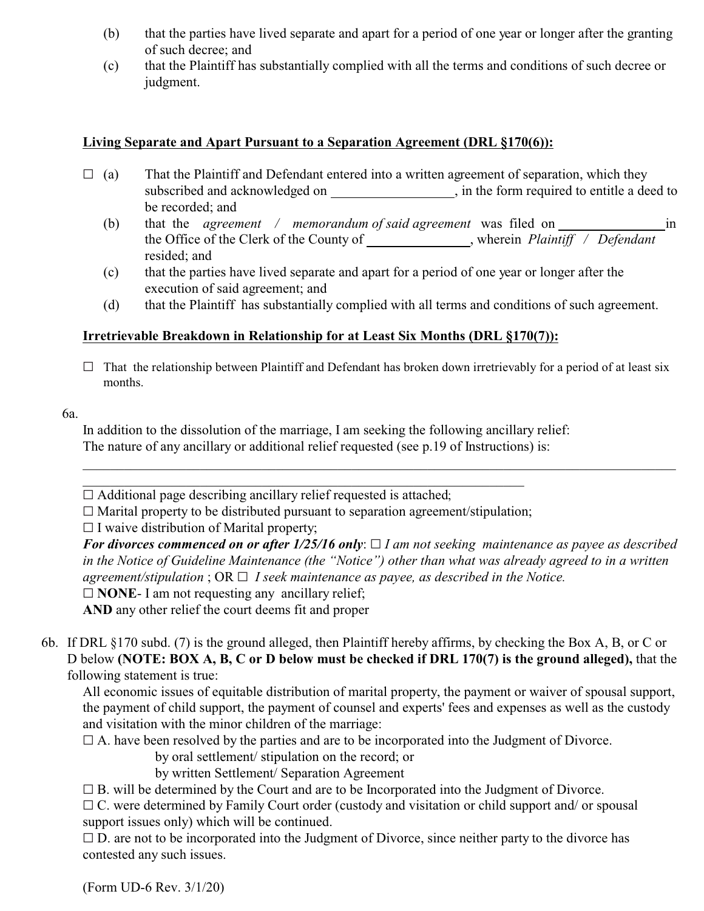(b) that the parties have lived separate and apart for a period of one year or longer after the granting of such decree; and

(c) that the Plaintiff has substantially complied with all the terms and conditions of such decree or judgment.

**Living Separate and Apart Pursuant to a Separation Agreement (DRL §170(6)):**

☐ (a) That the Plaintiff and Defendant entered into a written agreement of separation, which they subscribed and acknowledged on ___________________, in the form required to entitle a deed to be recorded; and

(b) that the *agreement / memorandum of said agreement* was filed on _________________ in the Office of the Clerk of the County of ________________, wherein *Plaintiff / Defendant* resided; and

(c) that the parties have lived separate and apart for a period of one year or longer after the execution of said agreement; and

(d) that the Plaintiff has substantially complied with all terms and conditions of such agreement.

**Irretrievable Breakdown in Relationship for at Least Six Months (DRL §170(7)):**

☐ That the relationship between Plaintiff and Defendant has broken down irretrievably for a period of at least six months.

6a.

In addition to the dissolution of the marriage, I am seeking the following ancillary relief:
The nature of any ancillary or additional relief requested (see p.19 of Instructions) is:

_____________________________________________________________________________________

_____________________________________________________________________

☐ Additional page describing ancillary relief requested is attached;
☐ Marital property to be distributed pursuant to separation agreement/stipulation;
☐ I waive distribution of Marital property;
***For divorces commenced on or after 1/25/16 only***: ☐ *I am not seeking maintenance as payee as described in the Notice of Guideline Maintenance (the "Notice") other than what was already agreed to in a written agreement/stipulation* ; OR ☐ *I seek maintenance as payee, as described in the Notice.*
☐ **NONE**- I am not requesting any ancillary relief;
**AND** any other relief the court deems fit and proper

6b. If DRL §170 subd. (7) is the ground alleged, then Plaintiff hereby affirms, by checking the Box A, B, or C or D below **(NOTE: BOX A, B, C or D below must be checked if DRL 170(7) is the ground alleged),** that the following statement is true:

All economic issues of equitable distribution of marital property, the payment or waiver of spousal support, the payment of child support, the payment of counsel and experts' fees and expenses as well as the custody and visitation with the minor children of the marriage:

☐ A. have been resolved by the parties and are to be incorporated into the Judgment of Divorce.
    by oral settlement/ stipulation on the record; or
    by written Settlement/ Separation Agreement

☐ B. will be determined by the Court and are to be Incorporated into the Judgment of Divorce.

☐ C. were determined by Family Court order (custody and visitation or child support and/ or spousal support issues only) which will be continued.

☐ D. are not to be incorporated into the Judgment of Divorce, since neither party to the divorce has contested any such issues.

(Form UD-6 Rev. 3/1/20)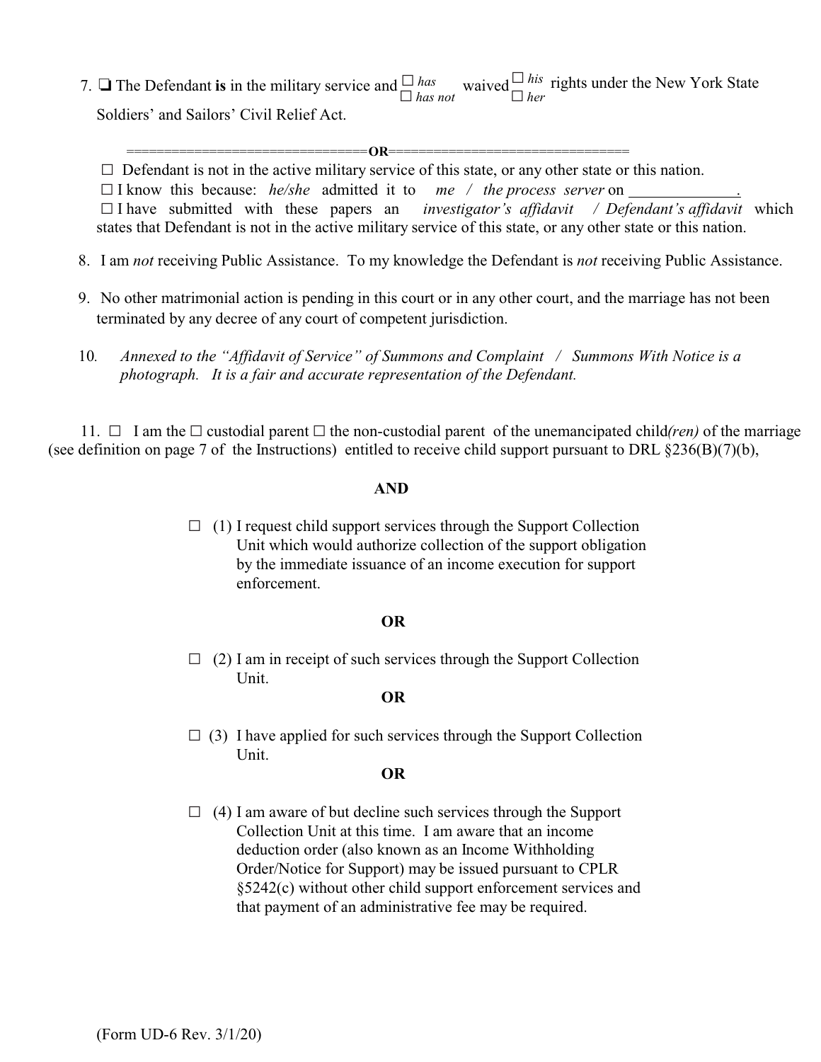7. ❑ The Defendant **is** in the military service and ☐ *has* / ☐ *has not* waived ☐ *his* / ☐ *her* rights under the New York State Soldiers' and Sailors' Civil Relief Act.

==============================**OR**==============================

☐ Defendant is not in the active military service of this state, or any other state or this nation.

☐ I know this because: *he/she* admitted it to *me* / *the process server* on ______________.

☐ I have submitted with these papers an *investigator's affidavit* / *Defendant's affidavit* which states that Defendant is not in the active military service of this state, or any other state or this nation.

8. I am *not* receiving Public Assistance. To my knowledge the Defendant is *not* receiving Public Assistance.

9. No other matrimonial action is pending in this court or in any other court, and the marriage has not been terminated by any decree of any court of competent jurisdiction.

10. *Annexed to the "Affidavit of Service" of Summons and Complaint / Summons With Notice is a photograph. It is a fair and accurate representation of the Defendant.*

11. ☐ I am the ☐ custodial parent ☐ the non-custodial parent of the unemancipated child*(ren)* of the marriage (see definition on page 7 of the Instructions) entitled to receive child support pursuant to DRL §236(B)(7)(b),

**AND**

☐ (1) I request child support services through the Support Collection Unit which would authorize collection of the support obligation by the immediate issuance of an income execution for support enforcement.

**OR**

☐ (2) I am in receipt of such services through the Support Collection Unit.

**OR**

☐ (3) I have applied for such services through the Support Collection Unit.

**OR**

☐ (4) I am aware of but decline such services through the Support Collection Unit at this time. I am aware that an income deduction order (also known as an Income Withholding Order/Notice for Support) may be issued pursuant to CPLR §5242(c) without other child support enforcement services and that payment of an administrative fee may be required.

(Form UD-6 Rev. 3/1/20)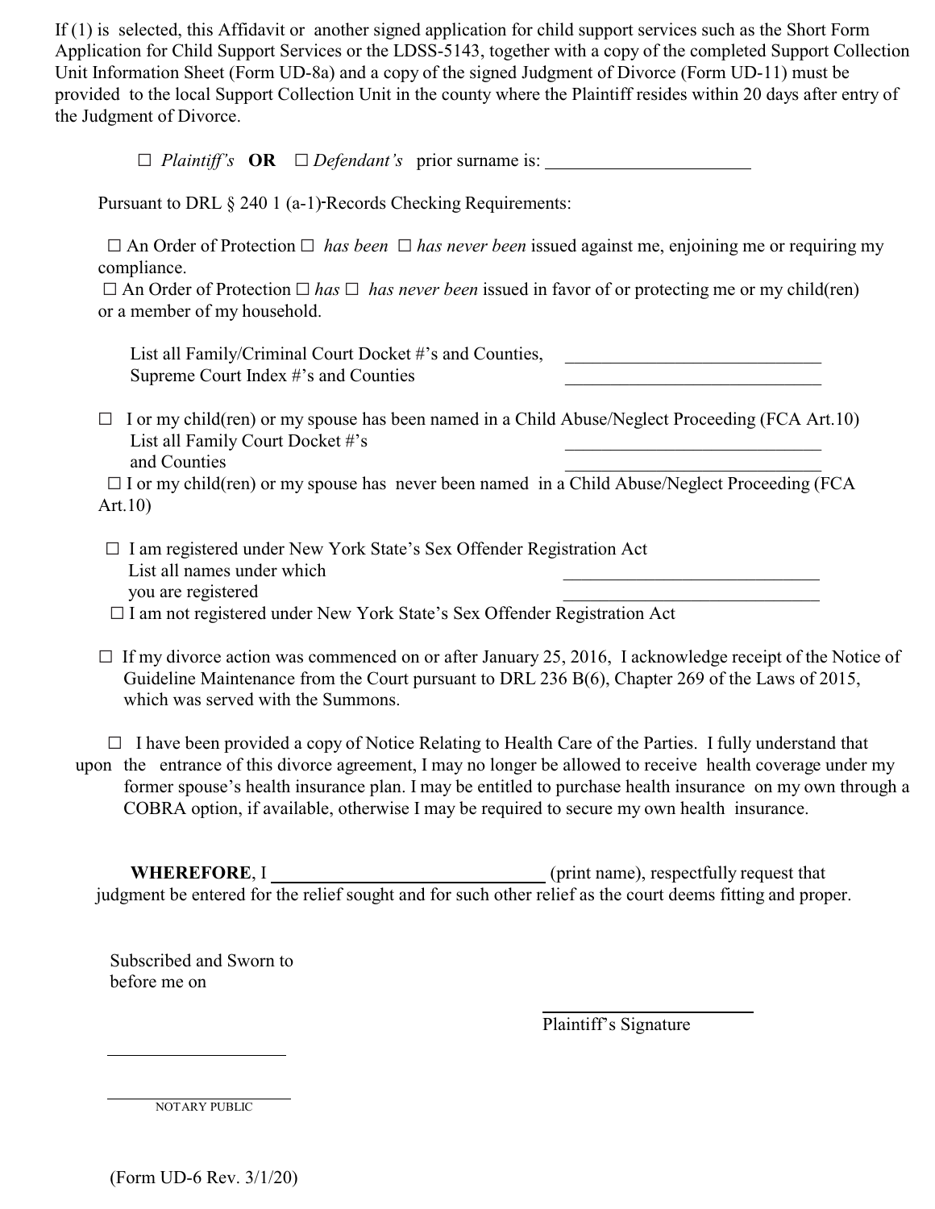If (1) is selected, this Affidavit or another signed application for child support services such as the Short Form Application for Child Support Services or the LDSS-5143, together with a copy of the completed Support Collection Unit Information Sheet (Form UD-8a) and a copy of the signed Judgment of Divorce (Form UD-11) must be provided to the local Support Collection Unit in the county where the Plaintiff resides within 20 days after entry of the Judgment of Divorce.

☐ *Plaintiff's* **OR** ☐ *Defendant's* prior surname is: ______________________

Pursuant to DRL § 240 1 (a-1)-Records Checking Requirements:

☐ An Order of Protection ☐ *has been* ☐ *has never been* issued against me, enjoining me or requiring my compliance.
☐ An Order of Protection ☐ *has* ☐ *has never been* issued in favor of or protecting me or my child(ren) or a member of my household.

List all Family/Criminal Court Docket #'s and Counties, ____________________________
Supreme Court Index #'s and Counties ____________________________

☐ I or my child(ren) or my spouse has been named in a Child Abuse/Neglect Proceeding (FCA Art.10)
List all Family Court Docket #'s ____________________________
and Counties ____________________________
☐ I or my child(ren) or my spouse has never been named in a Child Abuse/Neglect Proceeding (FCA Art.10)

☐ I am registered under New York State's Sex Offender Registration Act
List all names under which ____________________________
you are registered ____________________________
☐ I am not registered under New York State's Sex Offender Registration Act

☐ If my divorce action was commenced on or after January 25, 2016, I acknowledge receipt of the Notice of Guideline Maintenance from the Court pursuant to DRL 236 B(6), Chapter 269 of the Laws of 2015, which was served with the Summons.

☐ I have been provided a copy of Notice Relating to Health Care of the Parties. I fully understand that upon the entrance of this divorce agreement, I may no longer be allowed to receive health coverage under my former spouse's health insurance plan. I may be entitled to purchase health insurance on my own through a COBRA option, if available, otherwise I may be required to secure my own health insurance.

**WHEREFORE**, I ______________________________ (print name), respectfully request that judgment be entered for the relief sought and for such other relief as the court deems fitting and proper.

Subscribed and Sworn to
before me on

______________________
Plaintiff's Signature

______________________

______________________
NOTARY PUBLIC

(Form UD-6 Rev. 3/1/20)